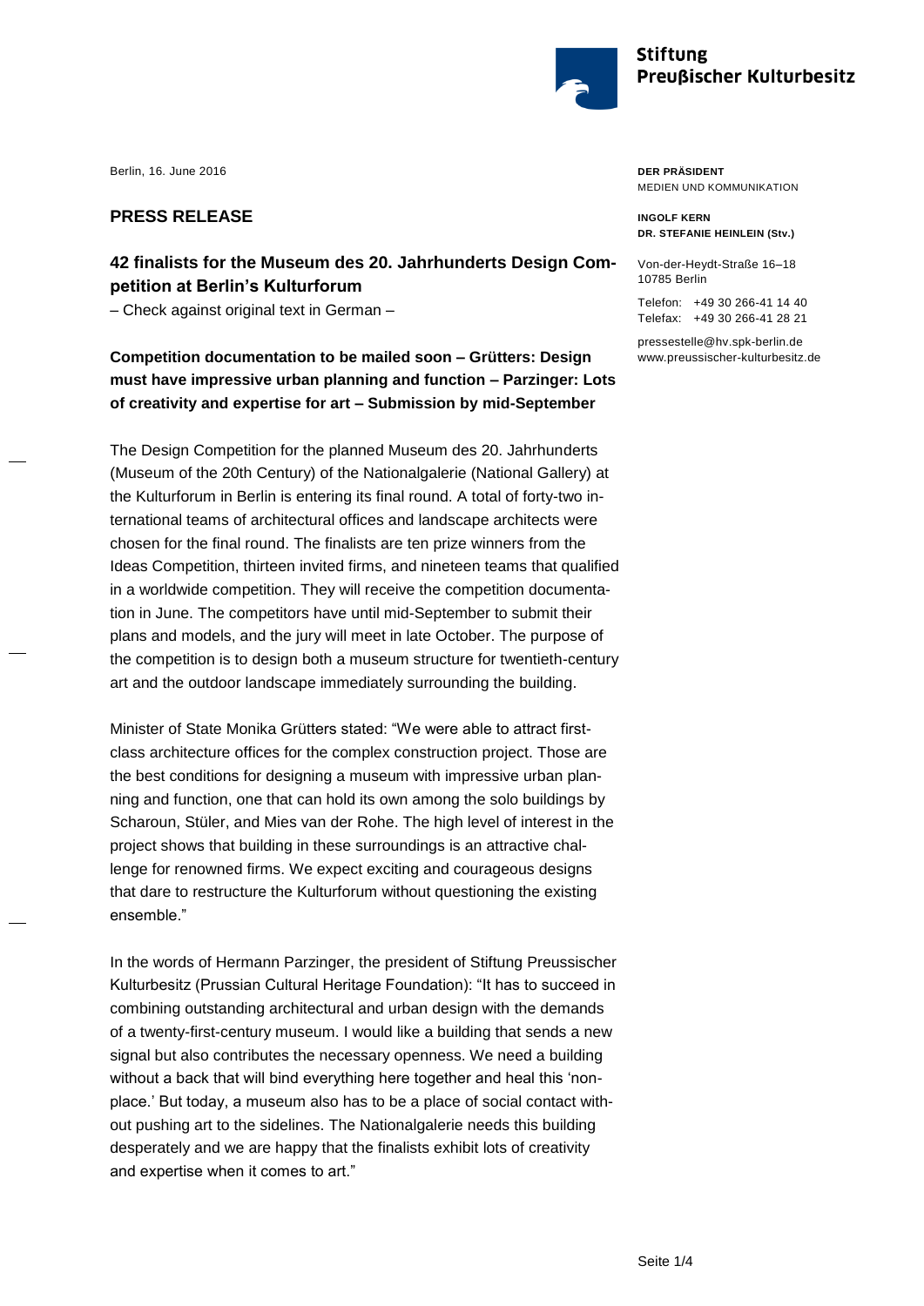Stiftung Preußischer Kulturbesitz

Berlin, 16. June 2016

**DER PRÄSIDENT**
MEDIEN UND KOMMUNIKATION

**INGOLF KERN**
**DR. STEFANIE HEINLEIN (Stv.)**

Von-der-Heydt-Straße 16–18
10785 Berlin

Telefon: +49 30 266-41 14 40
Telefax: +49 30 266-41 28 21

pressestelle@hv.spk-berlin.de
www.preussischer-kulturbesitz.de

## PRESS RELEASE

### 42 finalists for the Museum des 20. Jahrhunderts Design Competition at Berlin's Kulturforum

– Check against original text in German –

**Competition documentation to be mailed soon – Grütters: Design must have impressive urban planning and function – Parzinger: Lots of creativity and expertise for art – Submission by mid-September**

The Design Competition for the planned Museum des 20. Jahrhunderts (Museum of the 20th Century) of the Nationalgalerie (National Gallery) at the Kulturforum in Berlin is entering its final round. A total of forty-two international teams of architectural offices and landscape architects were chosen for the final round. The finalists are ten prize winners from the Ideas Competition, thirteen invited firms, and nineteen teams that qualified in a worldwide competition. They will receive the competition documentation in June. The competitors have until mid-September to submit their plans and models, and the jury will meet in late October. The purpose of the competition is to design both a museum structure for twentieth-century art and the outdoor landscape immediately surrounding the building.

Minister of State Monika Grütters stated: "We were able to attract first-class architecture offices for the complex construction project. Those are the best conditions for designing a museum with impressive urban planning and function, one that can hold its own among the solo buildings by Scharoun, Stüler, and Mies van der Rohe. The high level of interest in the project shows that building in these surroundings is an attractive challenge for renowned firms. We expect exciting and courageous designs that dare to restructure the Kulturforum without questioning the existing ensemble."

In the words of Hermann Parzinger, the president of Stiftung Preussischer Kulturbesitz (Prussian Cultural Heritage Foundation): "It has to succeed in combining outstanding architectural and urban design with the demands of a twenty-first-century museum. I would like a building that sends a new signal but also contributes the necessary openness. We need a building without a back that will bind everything here together and heal this 'non-place.' But today, a museum also has to be a place of social contact without pushing art to the sidelines. The Nationalgalerie needs this building desperately and we are happy that the finalists exhibit lots of creativity and expertise when it comes to art."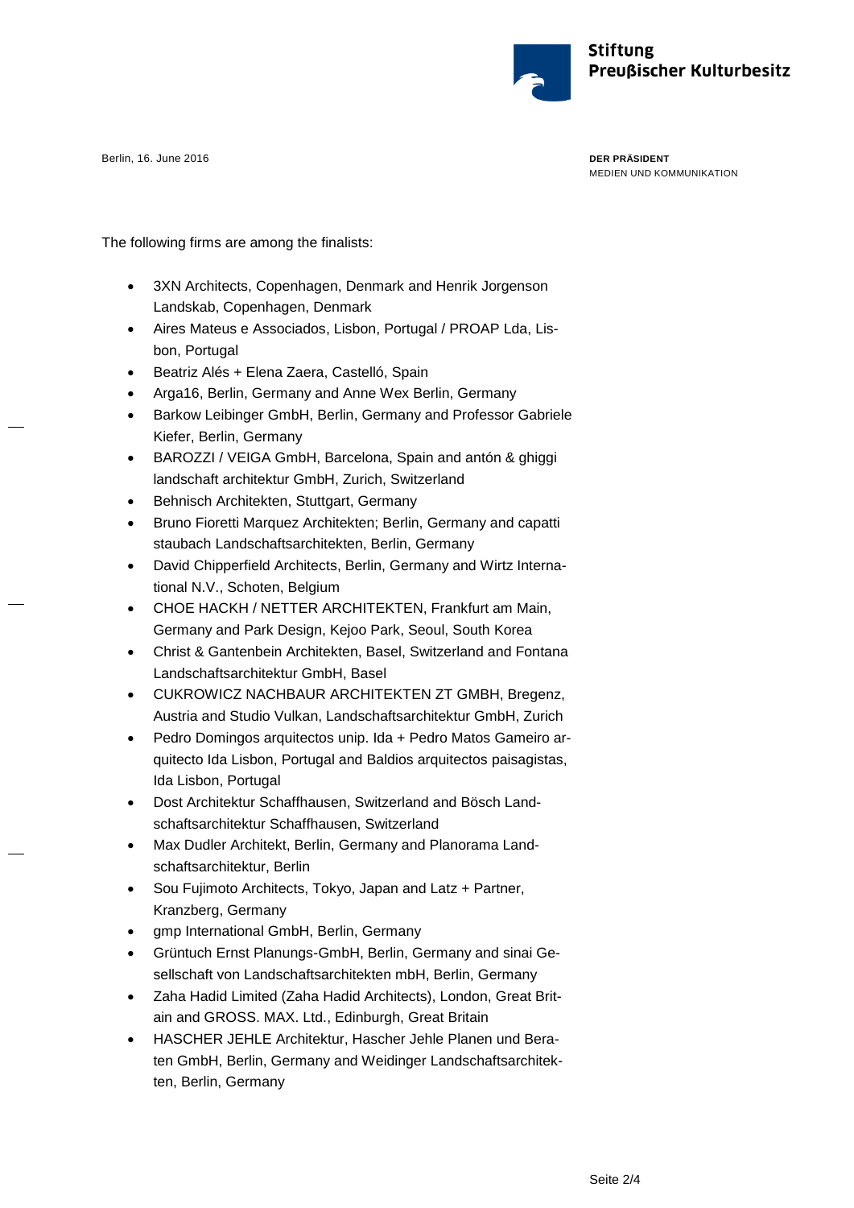Berlin, 16. June 2016

**DER PRÄSIDENT**
MEDIEN UND KOMMUNIKATION

The following firms are among the finalists:

- 3XN Architects, Copenhagen, Denmark and Henrik Jorgenson Landskab, Copenhagen, Denmark
- Aires Mateus e Associados, Lisbon, Portugal / PROAP Lda, Lisbon, Portugal
- Beatriz Alés + Elena Zaera, Castelló, Spain
- Arga16, Berlin, Germany and Anne Wex Berlin, Germany
- Barkow Leibinger GmbH, Berlin, Germany and Professor Gabriele Kiefer, Berlin, Germany
- BAROZZI / VEIGA GmbH, Barcelona, Spain and antón & ghiggi landschaft architektur GmbH, Zurich, Switzerland
- Behnisch Architekten, Stuttgart, Germany
- Bruno Fioretti Marquez Architekten; Berlin, Germany and capatti staubach Landschaftsarchitekten, Berlin, Germany
- David Chipperfield Architects, Berlin, Germany and Wirtz International N.V., Schoten, Belgium
- CHOE HACKH / NETTER ARCHITEKTEN, Frankfurt am Main, Germany and Park Design, Kejoo Park, Seoul, South Korea
- Christ & Gantenbein Architekten, Basel, Switzerland and Fontana Landschaftsarchitektur GmbH, Basel
- CUKROWICZ NACHBAUR ARCHITEKTEN ZT GMBH, Bregenz, Austria and Studio Vulkan, Landschaftsarchitektur GmbH, Zurich
- Pedro Domingos arquitectos unip. Ida + Pedro Matos Gameiro arquitecto Ida Lisbon, Portugal and Baldios arquitectos paisagistas, Ida Lisbon, Portugal
- Dost Architektur Schaffhausen, Switzerland and Bösch Landschaftsarchitektur Schaffhausen, Switzerland
- Max Dudler Architekt, Berlin, Germany and Planorama Landschaftsarchitektur, Berlin
- Sou Fujimoto Architects, Tokyo, Japan and Latz + Partner, Kranzberg, Germany
- gmp International GmbH, Berlin, Germany
- Grüntuch Ernst Planungs-GmbH, Berlin, Germany and sinai Gesellschaft von Landschaftsarchitekten mbH, Berlin, Germany
- Zaha Hadid Limited (Zaha Hadid Architects), London, Great Britain and GROSS. MAX. Ltd., Edinburgh, Great Britain
- HASCHER JEHLE Architektur, Hascher Jehle Planen und Beraten GmbH, Berlin, Germany and Weidinger Landschaftsarchitekten, Berlin, Germany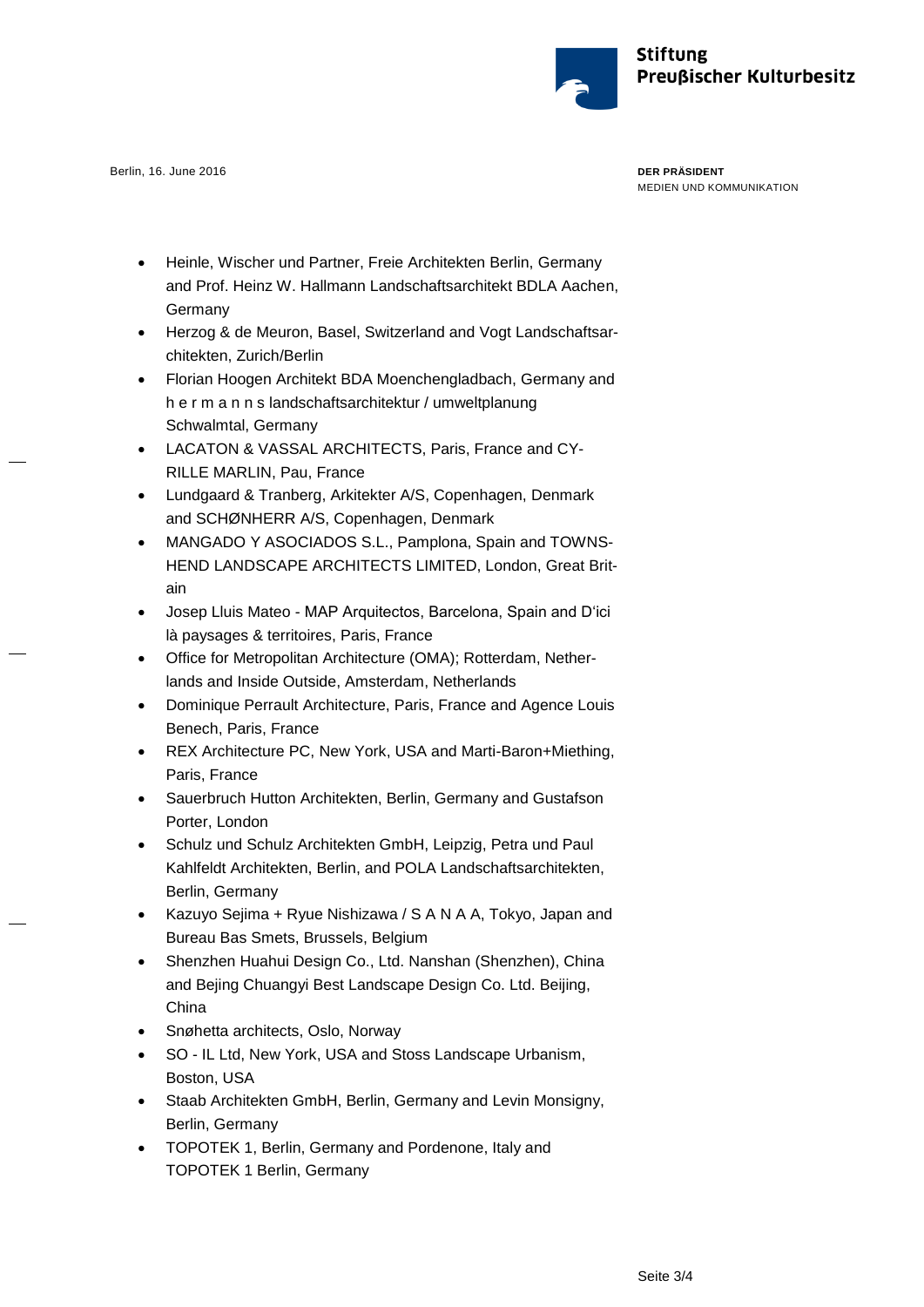Berlin, 16. June 2016

**DER PRÄSIDENT**
MEDIEN UND KOMMUNIKATION

- Heinle, Wischer und Partner, Freie Architekten Berlin, Germany and Prof. Heinz W. Hallmann Landschaftsarchitekt BDLA Aachen, Germany
- Herzog & de Meuron, Basel, Switzerland and Vogt Landschaftsarchitekten, Zurich/Berlin
- Florian Hoogen Architekt BDA Moenchengladbach, Germany and h e r m a n n s landschaftsarchitektur / umweltplanung Schwalmtal, Germany
- LACATON & VASSAL ARCHITECTS, Paris, France and CYRILLE MARLIN, Pau, France
- Lundgaard & Tranberg, Arkitekter A/S, Copenhagen, Denmark and SCHØNHERR A/S, Copenhagen, Denmark
- MANGADO Y ASOCIADOS S.L., Pamplona, Spain and TOWNSHEND LANDSCAPE ARCHITECTS LIMITED, London, Great Britain
- Josep Lluis Mateo - MAP Arquitectos, Barcelona, Spain and D'ici là paysages & territoires, Paris, France
- Office for Metropolitan Architecture (OMA); Rotterdam, Netherlands and Inside Outside, Amsterdam, Netherlands
- Dominique Perrault Architecture, Paris, France and Agence Louis Benech, Paris, France
- REX Architecture PC, New York, USA and Marti-Baron+Miething, Paris, France
- Sauerbruch Hutton Architekten, Berlin, Germany and Gustafson Porter, London
- Schulz und Schulz Architekten GmbH, Leipzig, Petra und Paul Kahlfeldt Architekten, Berlin, and POLA Landschaftsarchitekten, Berlin, Germany
- Kazuyo Sejima + Ryue Nishizawa / S A N A A, Tokyo, Japan and Bureau Bas Smets, Brussels, Belgium
- Shenzhen Huahui Design Co., Ltd. Nanshan (Shenzhen), China and Bejing Chuangyi Best Landscape Design Co. Ltd. Beijing, China
- Snøhetta architects, Oslo, Norway
- SO - IL Ltd, New York, USA and Stoss Landscape Urbanism, Boston, USA
- Staab Architekten GmbH, Berlin, Germany and Levin Monsigny, Berlin, Germany
- TOPOTEK 1, Berlin, Germany and Pordenone, Italy and TOPOTEK 1 Berlin, Germany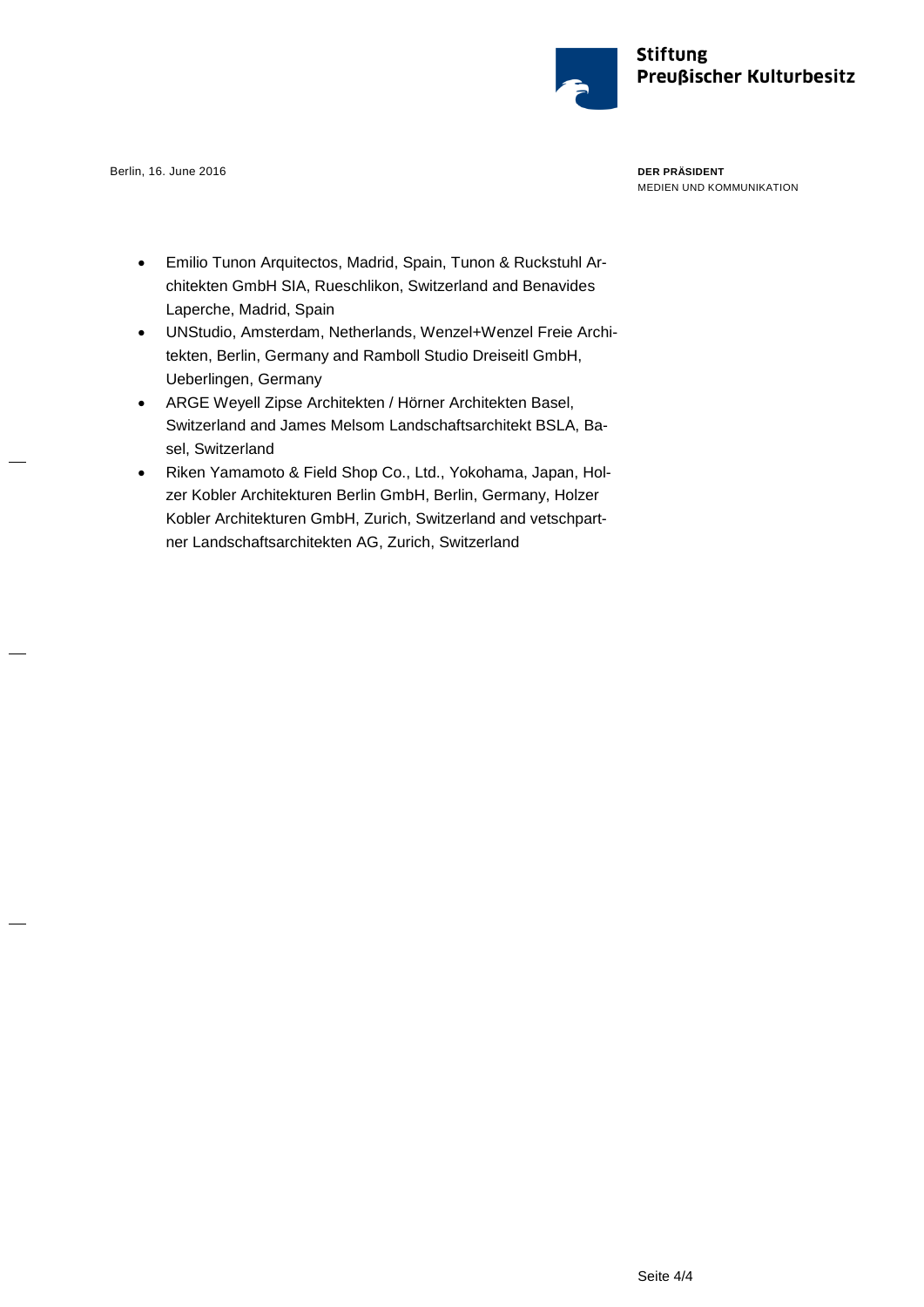- Emilio Tunon Arquitectos, Madrid, Spain, Tunon & Ruckstuhl Architekten GmbH SIA, Rueschlikon, Switzerland and Benavides Laperche, Madrid, Spain
- UNStudio, Amsterdam, Netherlands, Wenzel+Wenzel Freie Architekten, Berlin, Germany and Ramboll Studio Dreiseitl GmbH, Ueberlingen, Germany
- ARGE Weyell Zipse Architekten / Hörner Architekten Basel, Switzerland and James Melsom Landschaftsarchitekt BSLA, Basel, Switzerland
- Riken Yamamoto & Field Shop Co., Ltd., Yokohama, Japan, Holzer Kobler Architekturen Berlin GmbH, Berlin, Germany, Holzer Kobler Architekturen GmbH, Zurich, Switzerland and vetschpartner Landschaftsarchitekten AG, Zurich, Switzerland